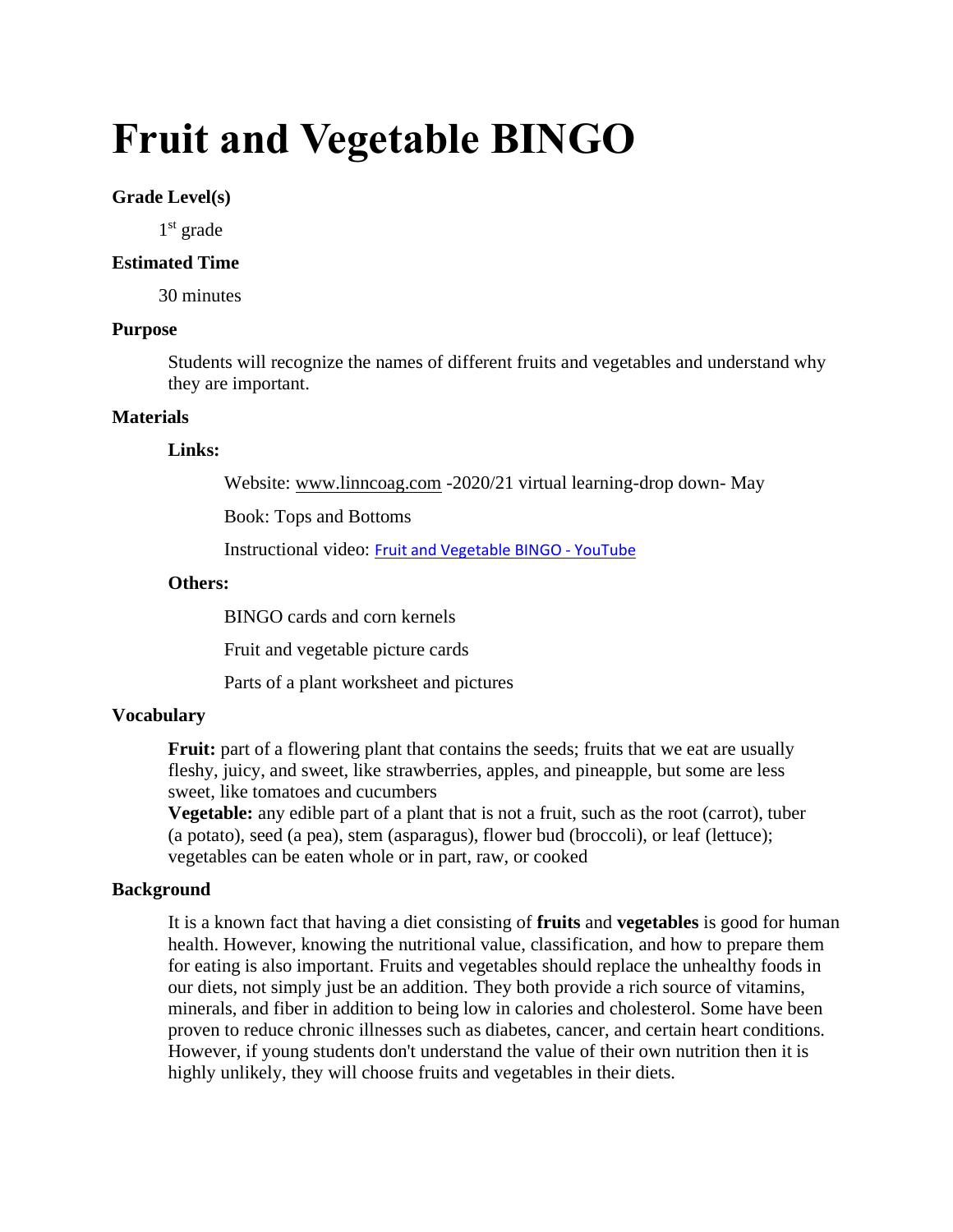# Fruit and Vegetable BINGO

**Grade Level(s)**

1st grade

**Estimated Time**

30 minutes

**Purpose**

Students will recognize the names of different fruits and vegetables and understand why they are important.

**Materials**

**Links:**

Website: www.linncoag.com -2020/21 virtual learning-drop down- May

Book: Tops and Bottoms

Instructional video: Fruit and Vegetable BINGO - YouTube

**Others:**

BINGO cards and corn kernels

Fruit and vegetable picture cards

Parts of a plant worksheet and pictures

**Vocabulary**

**Fruit:** part of a flowering plant that contains the seeds; fruits that we eat are usually fleshy, juicy, and sweet, like strawberries, apples, and pineapple, but some are less sweet, like tomatoes and cucumbers

**Vegetable:** any edible part of a plant that is not a fruit, such as the root (carrot), tuber (a potato), seed (a pea), stem (asparagus), flower bud (broccoli), or leaf (lettuce); vegetables can be eaten whole or in part, raw, or cooked

**Background**

It is a known fact that having a diet consisting of **fruits** and **vegetables** is good for human health. However, knowing the nutritional value, classification, and how to prepare them for eating is also important. Fruits and vegetables should replace the unhealthy foods in our diets, not simply just be an addition. They both provide a rich source of vitamins, minerals, and fiber in addition to being low in calories and cholesterol. Some have been proven to reduce chronic illnesses such as diabetes, cancer, and certain heart conditions. However, if young students don't understand the value of their own nutrition then it is highly unlikely, they will choose fruits and vegetables in their diets.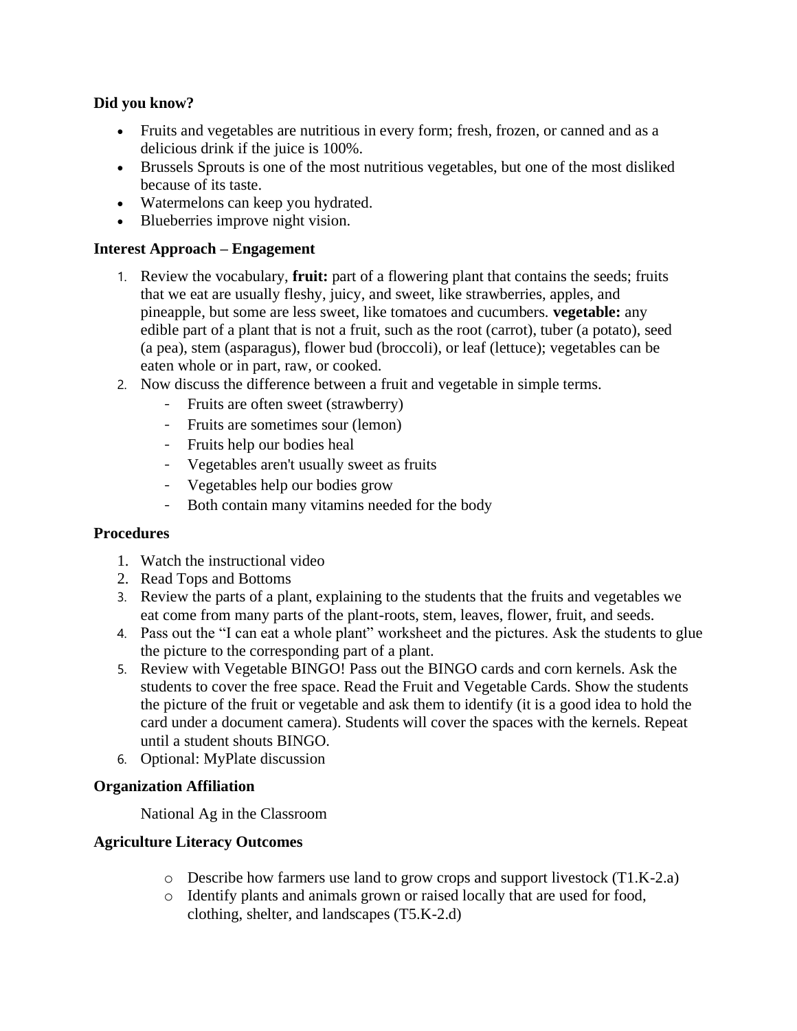**Did you know?**

- Fruits and vegetables are nutritious in every form; fresh, frozen, or canned and as a delicious drink if the juice is 100%.
- Brussels Sprouts is one of the most nutritious vegetables, but one of the most disliked because of its taste.
- Watermelons can keep you hydrated.
- Blueberries improve night vision.

**Interest Approach – Engagement**

1. Review the vocabulary, **fruit:** part of a flowering plant that contains the seeds; fruits that we eat are usually fleshy, juicy, and sweet, like strawberries, apples, and pineapple, but some are less sweet, like tomatoes and cucumbers. **vegetable:** any edible part of a plant that is not a fruit, such as the root (carrot), tuber (a potato), seed (a pea), stem (asparagus), flower bud (broccoli), or leaf (lettuce); vegetables can be eaten whole or in part, raw, or cooked.
2. Now discuss the difference between a fruit and vegetable in simple terms.
   - Fruits are often sweet (strawberry)
   - Fruits are sometimes sour (lemon)
   - Fruits help our bodies heal
   - Vegetables aren't usually sweet as fruits
   - Vegetables help our bodies grow
   - Both contain many vitamins needed for the body

**Procedures**

1. Watch the instructional video
2. Read Tops and Bottoms
3. Review the parts of a plant, explaining to the students that the fruits and vegetables we eat come from many parts of the plant-roots, stem, leaves, flower, fruit, and seeds.
4. Pass out the "I can eat a whole plant" worksheet and the pictures. Ask the students to glue the picture to the corresponding part of a plant.
5. Review with Vegetable BINGO! Pass out the BINGO cards and corn kernels. Ask the students to cover the free space. Read the Fruit and Vegetable Cards. Show the students the picture of the fruit or vegetable and ask them to identify (it is a good idea to hold the card under a document camera). Students will cover the spaces with the kernels. Repeat until a student shouts BINGO.
6. Optional: MyPlate discussion

**Organization Affiliation**

National Ag in the Classroom

**Agriculture Literacy Outcomes**

- Describe how farmers use land to grow crops and support livestock (T1.K-2.a)
- Identify plants and animals grown or raised locally that are used for food, clothing, shelter, and landscapes (T5.K-2.d)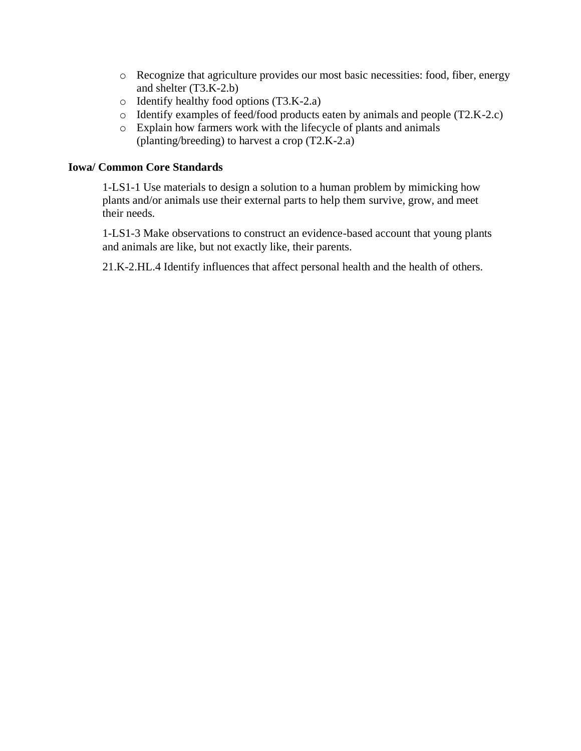- Recognize that agriculture provides our most basic necessities: food, fiber, energy and shelter (T3.K-2.b)
- Identify healthy food options (T3.K-2.a)
- Identify examples of feed/food products eaten by animals and people (T2.K-2.c)
- Explain how farmers work with the lifecycle of plants and animals (planting/breeding) to harvest a crop (T2.K-2.a)

**Iowa/ Common Core Standards**

1-LS1-1 Use materials to design a solution to a human problem by mimicking how plants and/or animals use their external parts to help them survive, grow, and meet their needs.

1-LS1-3 Make observations to construct an evidence-based account that young plants and animals are like, but not exactly like, their parents.

21.K-2.HL.4 Identify influences that affect personal health and the health of others.